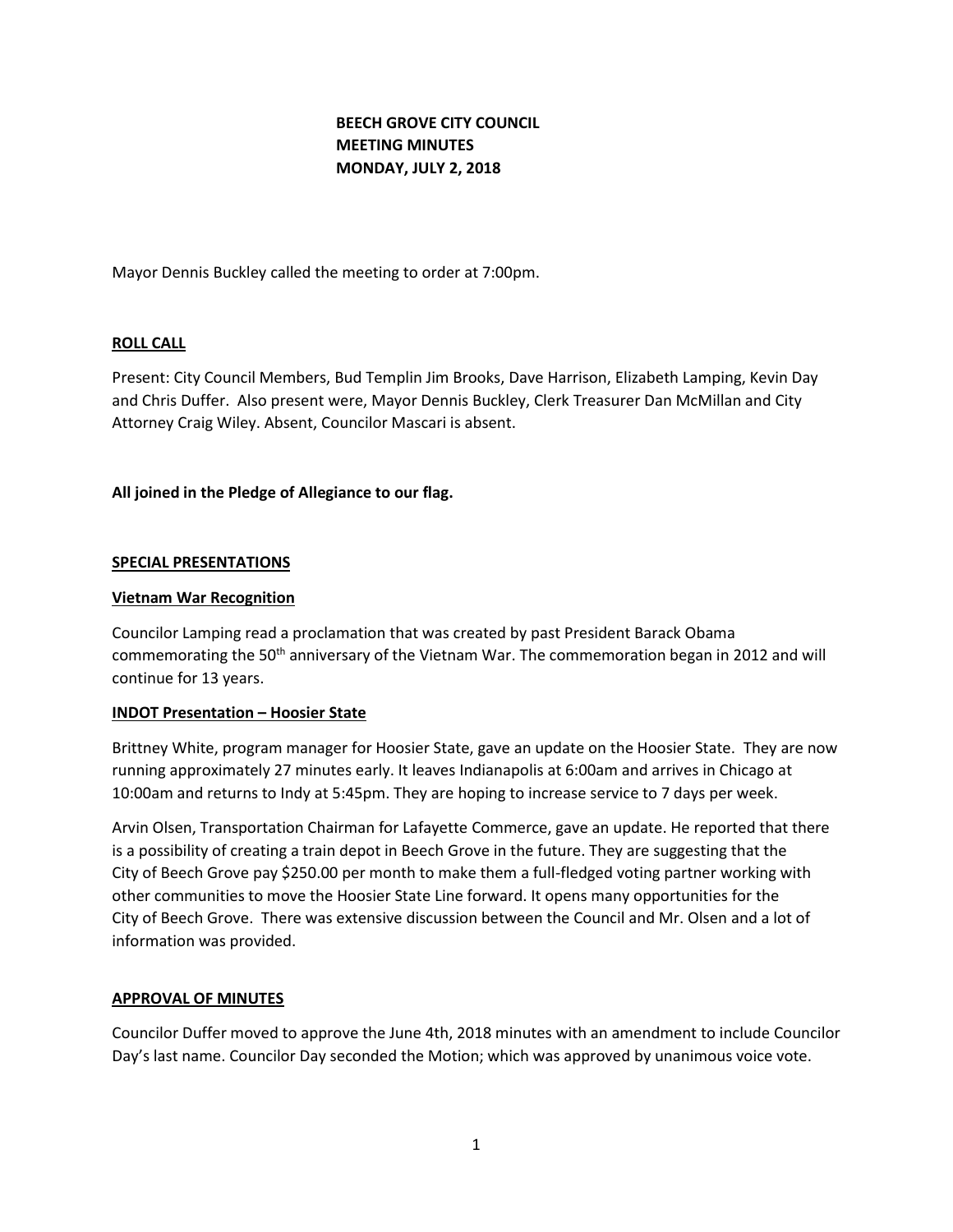# BEECH GROVE CITY COUNCIL
# MEETING MINUTES
# MONDAY, JULY 2, 2018

Mayor Dennis Buckley called the meeting to order at 7:00pm.

## ROLL CALL

Present: City Council Members, Bud Templin Jim Brooks, Dave Harrison, Elizabeth Lamping, Kevin Day and Chris Duffer. Also present were, Mayor Dennis Buckley, Clerk Treasurer Dan McMillan and City Attorney Craig Wiley. Absent, Councilor Mascari is absent.

**All joined in the Pledge of Allegiance to our flag.**

## SPECIAL PRESENTATIONS

### Vietnam War Recognition

Councilor Lamping read a proclamation that was created by past President Barack Obama commemorating the 50th anniversary of the Vietnam War. The commemoration began in 2012 and will continue for 13 years.

### INDOT Presentation – Hoosier State

Brittney White, program manager for Hoosier State, gave an update on the Hoosier State. They are now running approximately 27 minutes early. It leaves Indianapolis at 6:00am and arrives in Chicago at 10:00am and returns to Indy at 5:45pm. They are hoping to increase service to 7 days per week.

Arvin Olsen, Transportation Chairman for Lafayette Commerce, gave an update. He reported that there is a possibility of creating a train depot in Beech Grove in the future. They are suggesting that the City of Beech Grove pay $250.00 per month to make them a full-fledged voting partner working with other communities to move the Hoosier State Line forward. It opens many opportunities for the City of Beech Grove. There was extensive discussion between the Council and Mr. Olsen and a lot of information was provided.

## APPROVAL OF MINUTES

Councilor Duffer moved to approve the June 4th, 2018 minutes with an amendment to include Councilor Day's last name. Councilor Day seconded the Motion; which was approved by unanimous voice vote.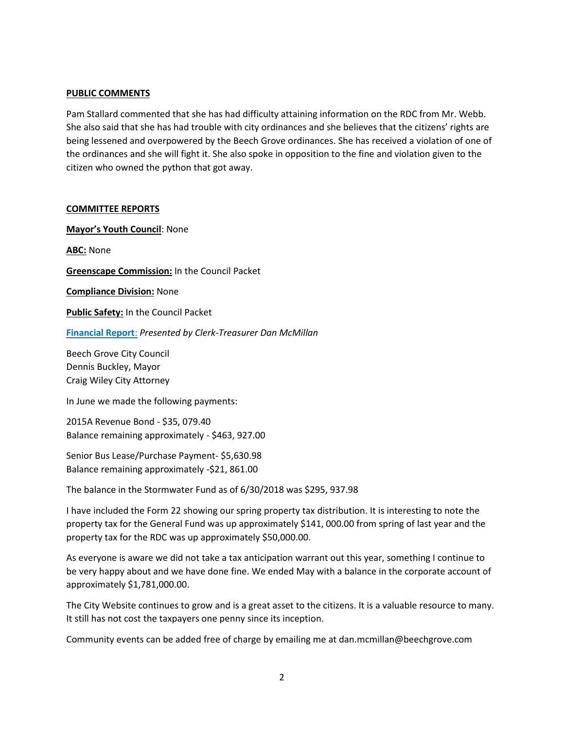**PUBLIC COMMENTS**

Pam Stallard commented that she has had difficulty attaining information on the RDC from Mr. Webb. She also said that she has had trouble with city ordinances and she believes that the citizens' rights are being lessened and overpowered by the Beech Grove ordinances. She has received a violation of one of the ordinances and she will fight it. She also spoke in opposition to the fine and violation given to the citizen who owned the python that got away.

**COMMITTEE REPORTS**

**Mayor's Youth Council**: None

**ABC:** None

**Greenscape Commission:** In the Council Packet

**Compliance Division:** None

**Public Safety:** In the Council Packet

**Financial Report**: *Presented by Clerk-Treasurer Dan McMillan*

Beech Grove City Council
Dennis Buckley, Mayor
Craig Wiley City Attorney

In June we made the following payments:

2015A Revenue Bond - $35, 079.40
Balance remaining approximately - $463, 927.00

Senior Bus Lease/Purchase Payment- $5,630.98
Balance remaining approximately -$21, 861.00

The balance in the Stormwater Fund as of 6/30/2018 was $295, 937.98

I have included the Form 22 showing our spring property tax distribution. It is interesting to note the property tax for the General Fund was up approximately $141, 000.00 from spring of last year and the property tax for the RDC was up approximately $50,000.00.

As everyone is aware we did not take a tax anticipation warrant out this year, something I continue to be very happy about and we have done fine. We ended May with a balance in the corporate account of approximately $1,781,000.00.

The City Website continues to grow and is a great asset to the citizens. It is a valuable resource to many. It still has not cost the taxpayers one penny since its inception.

Community events can be added free of charge by emailing me at dan.mcmillan@beechgrove.com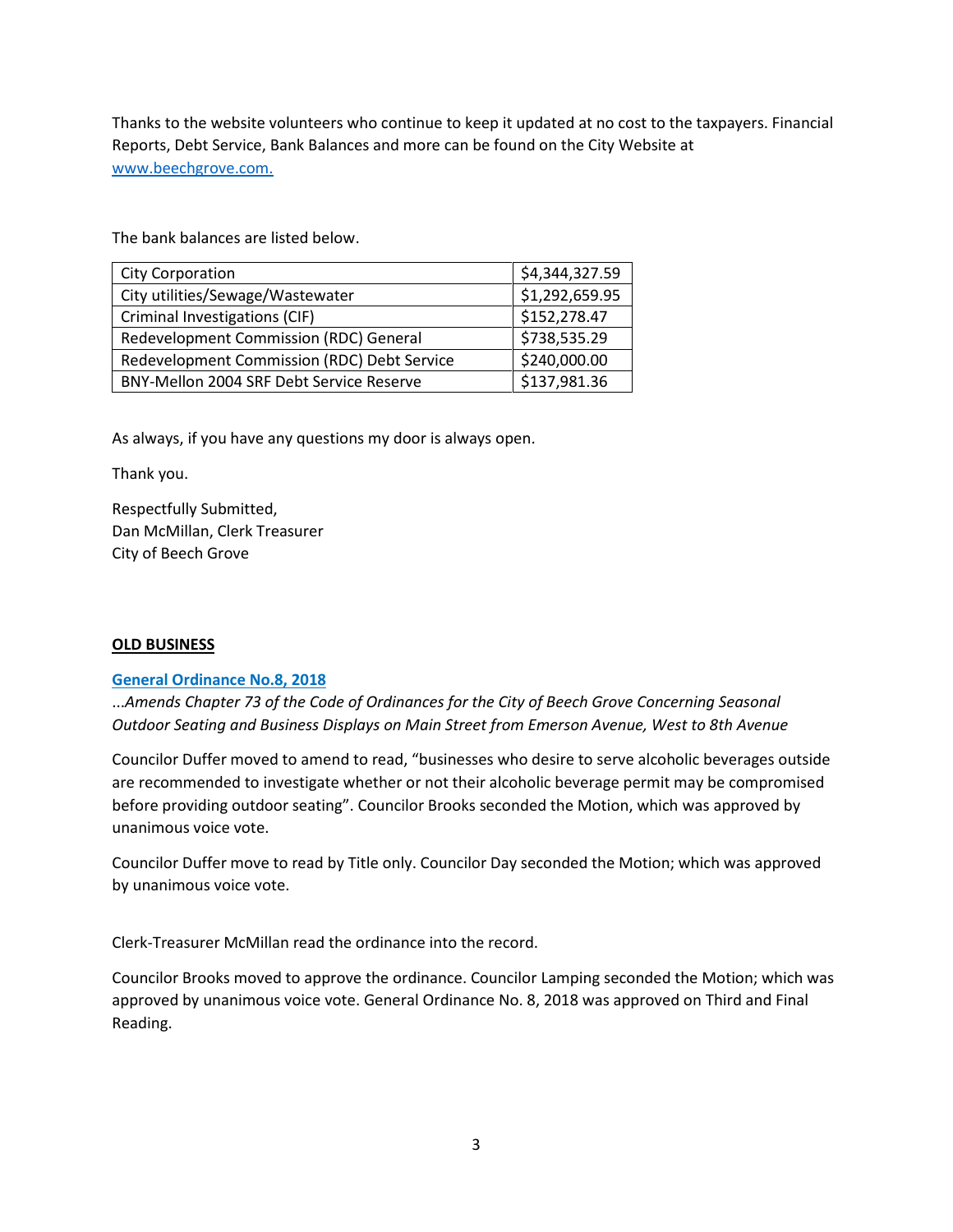Thanks to the website volunteers who continue to keep it updated at no cost to the taxpayers. Financial Reports, Debt Service, Bank Balances and more can be found on the City Website at [www.beechgrove.com.](http://www.beechgrove.com)

The bank balances are listed below.

| | |
|---|---|
| City Corporation | $4,344,327.59 |
| City utilities/Sewage/Wastewater | $1,292,659.95 |
| Criminal Investigations (CIF) | $152,278.47 |
| Redevelopment Commission (RDC) General | $738,535.29 |
| Redevelopment Commission (RDC) Debt Service | $240,000.00 |
| BNY-Mellon 2004 SRF Debt Service Reserve | $137,981.36 |

As always, if you have any questions my door is always open.

Thank you.

Respectfully Submitted,
Dan McMillan, Clerk Treasurer
City of Beech Grove

## OLD BUSINESS

**General Ordinance No.8, 2018**

*...Amends Chapter 73 of the Code of Ordinances for the City of Beech Grove Concerning Seasonal Outdoor Seating and Business Displays on Main Street from Emerson Avenue, West to 8th Avenue*

Councilor Duffer moved to amend to read, "businesses who desire to serve alcoholic beverages outside are recommended to investigate whether or not their alcoholic beverage permit may be compromised before providing outdoor seating". Councilor Brooks seconded the Motion, which was approved by unanimous voice vote.

Councilor Duffer move to read by Title only. Councilor Day seconded the Motion; which was approved by unanimous voice vote.

Clerk-Treasurer McMillan read the ordinance into the record.

Councilor Brooks moved to approve the ordinance. Councilor Lamping seconded the Motion; which was approved by unanimous voice vote. General Ordinance No. 8, 2018 was approved on Third and Final Reading.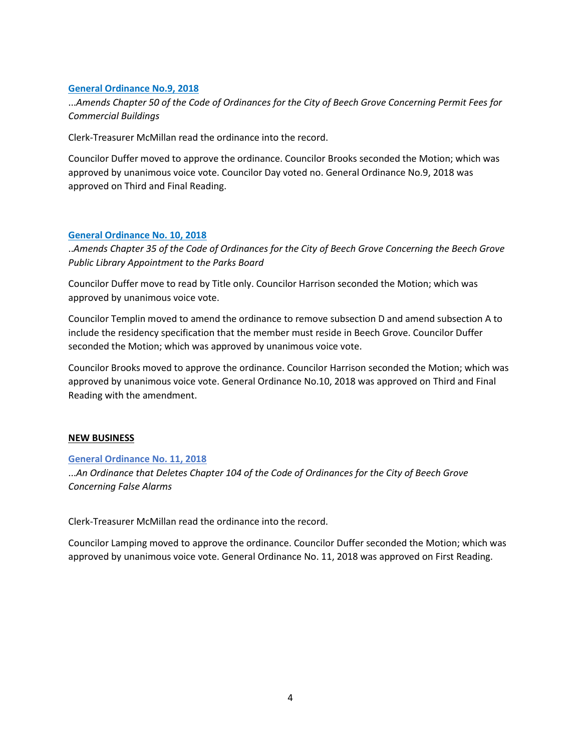**General Ordinance No.9, 2018**

*...Amends Chapter 50 of the Code of Ordinances for the City of Beech Grove Concerning Permit Fees for Commercial Buildings*

Clerk-Treasurer McMillan read the ordinance into the record.

Councilor Duffer moved to approve the ordinance. Councilor Brooks seconded the Motion; which was approved by unanimous voice vote. Councilor Day voted no. General Ordinance No.9, 2018 was approved on Third and Final Reading.

**General Ordinance No. 10, 2018**

*..Amends Chapter 35 of the Code of Ordinances for the City of Beech Grove Concerning the Beech Grove Public Library Appointment to the Parks Board*

Councilor Duffer move to read by Title only. Councilor Harrison seconded the Motion; which was approved by unanimous voice vote.

Councilor Templin moved to amend the ordinance to remove subsection D and amend subsection A to include the residency specification that the member must reside in Beech Grove. Councilor Duffer seconded the Motion; which was approved by unanimous voice vote.

Councilor Brooks moved to approve the ordinance. Councilor Harrison seconded the Motion; which was approved by unanimous voice vote. General Ordinance No.10, 2018 was approved on Third and Final Reading with the amendment.

**NEW BUSINESS**

**General Ordinance No. 11, 2018**

*...An Ordinance that Deletes Chapter 104 of the Code of Ordinances for the City of Beech Grove Concerning False Alarms*

Clerk-Treasurer McMillan read the ordinance into the record.

Councilor Lamping moved to approve the ordinance. Councilor Duffer seconded the Motion; which was approved by unanimous voice vote. General Ordinance No. 11, 2018 was approved on First Reading.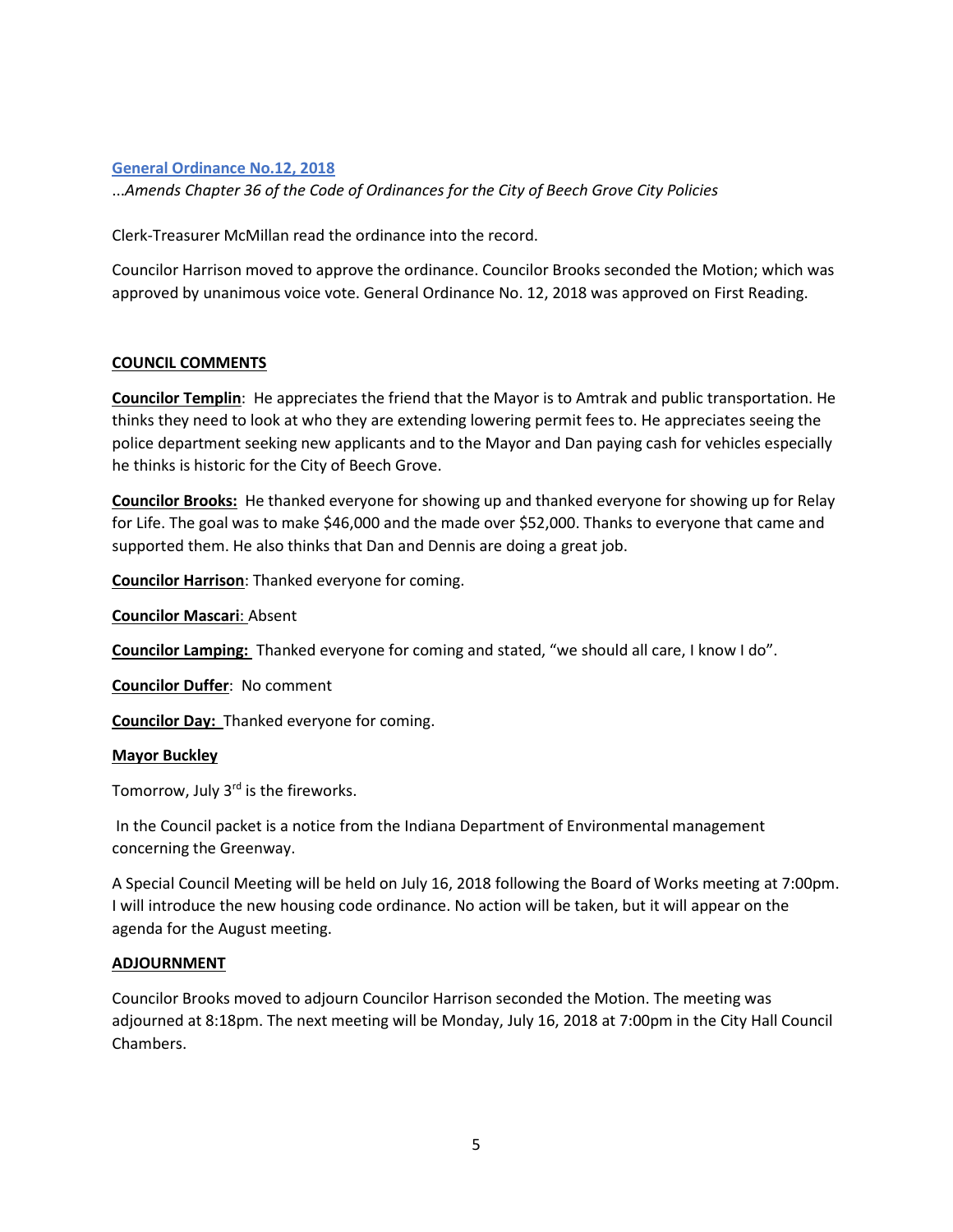**General Ordinance No.12, 2018**

*...Amends Chapter 36 of the Code of Ordinances for the City of Beech Grove City Policies*

Clerk-Treasurer McMillan read the ordinance into the record.

Councilor Harrison moved to approve the ordinance. Councilor Brooks seconded the Motion; which was approved by unanimous voice vote. General Ordinance No. 12, 2018 was approved on First Reading.

**COUNCIL COMMENTS**

**Councilor Templin**: He appreciates the friend that the Mayor is to Amtrak and public transportation. He thinks they need to look at who they are extending lowering permit fees to. He appreciates seeing the police department seeking new applicants and to the Mayor and Dan paying cash for vehicles especially he thinks is historic for the City of Beech Grove.

**Councilor Brooks:** He thanked everyone for showing up and thanked everyone for showing up for Relay for Life. The goal was to make $46,000 and the made over $52,000. Thanks to everyone that came and supported them. He also thinks that Dan and Dennis are doing a great job.

**Councilor Harrison**: Thanked everyone for coming.

**Councilor Mascari**: Absent

**Councilor Lamping:** Thanked everyone for coming and stated, "we should all care, I know I do".

**Councilor Duffer**: No comment

**Councilor Day:** Thanked everyone for coming.

**Mayor Buckley**

Tomorrow, July 3rd is the fireworks.

In the Council packet is a notice from the Indiana Department of Environmental management concerning the Greenway.

A Special Council Meeting will be held on July 16, 2018 following the Board of Works meeting at 7:00pm. I will introduce the new housing code ordinance. No action will be taken, but it will appear on the agenda for the August meeting.

**ADJOURNMENT**

Councilor Brooks moved to adjourn Councilor Harrison seconded the Motion. The meeting was adjourned at 8:18pm. The next meeting will be Monday, July 16, 2018 at 7:00pm in the City Hall Council Chambers.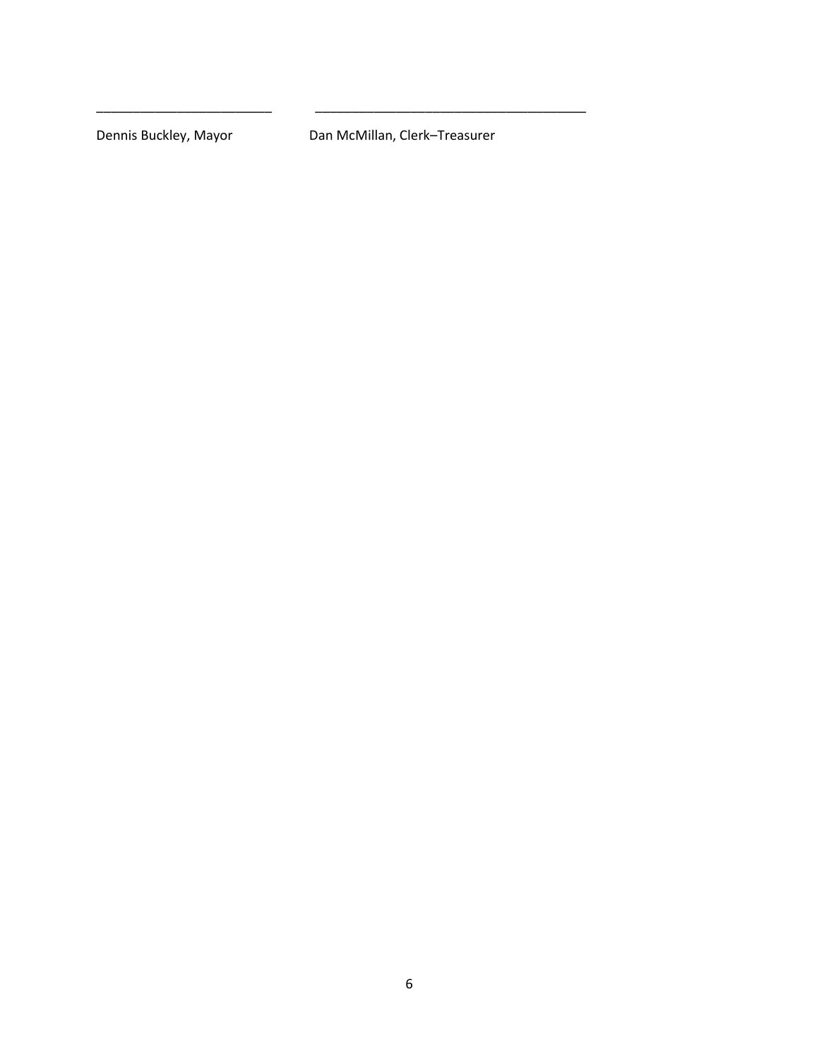_________________________ \_\_\_\_\_\_\_\_\_\_\_\_\_\_\_\_\_\_\_\_\_\_\_\_\_\_\_\_\_\_\_\_\_\_\_\_\_\_\_

Dennis Buckley, Mayor Dan McMillan, Clerk–Treasurer